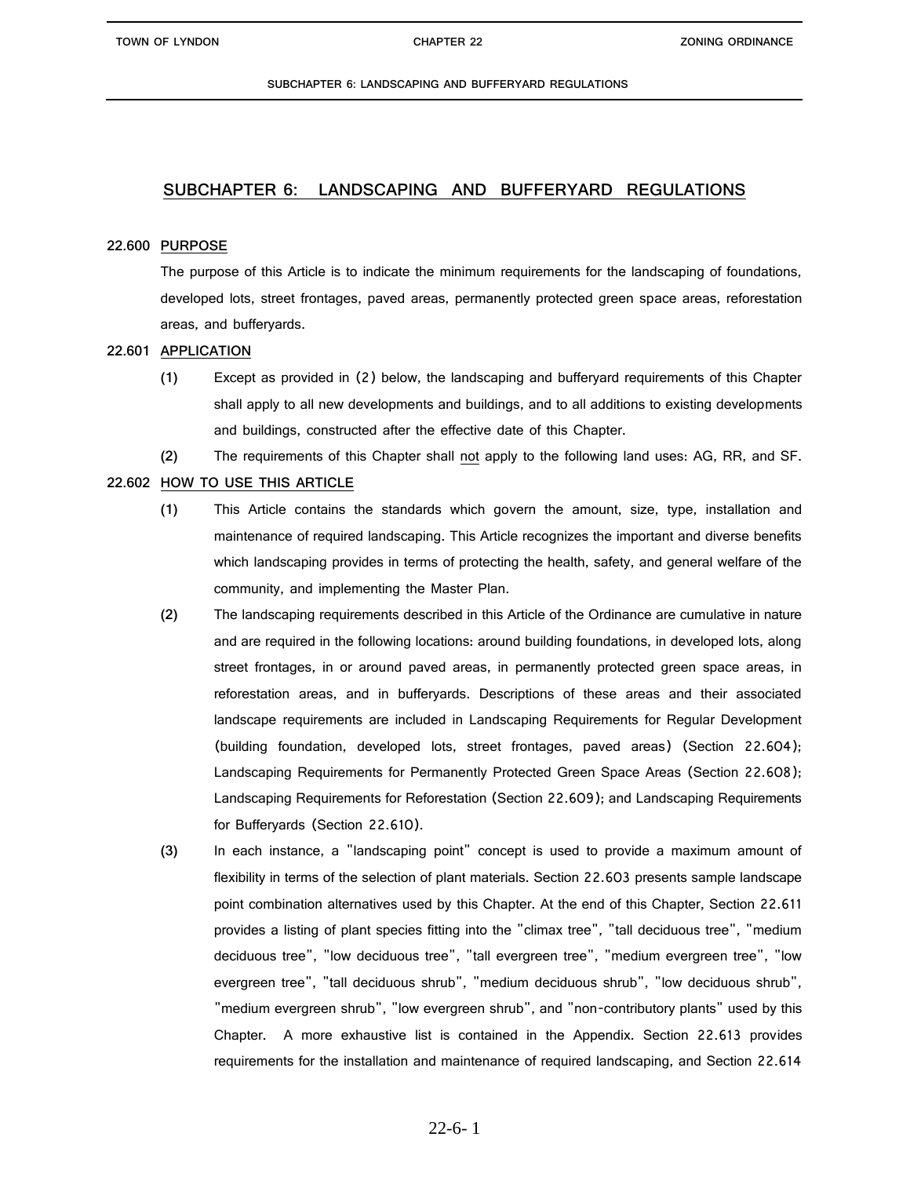# SUBCHAPTER 6: LANDSCAPING AND BUFFERYARD REGULATIONS

**22.600 PURPOSE**

The purpose of this Article is to indicate the minimum requirements for the landscaping of foundations, developed lots, street frontages, paved areas, permanently protected green space areas, reforestation areas, and bufferyards.

**22.601 APPLICATION**

(1) Except as provided in (2) below, the landscaping and bufferyard requirements of this Chapter shall apply to all new developments and buildings, and to all additions to existing developments and buildings, constructed after the effective date of this Chapter.

(2) The requirements of this Chapter shall not apply to the following land uses: AG, RR, and SF.

**22.602 HOW TO USE THIS ARTICLE**

(1) This Article contains the standards which govern the amount, size, type, installation and maintenance of required landscaping. This Article recognizes the important and diverse benefits which landscaping provides in terms of protecting the health, safety, and general welfare of the community, and implementing the Master Plan.

(2) The landscaping requirements described in this Article of the Ordinance are cumulative in nature and are required in the following locations: around building foundations, in developed lots, along street frontages, in or around paved areas, in permanently protected green space areas, in reforestation areas, and in bufferyards. Descriptions of these areas and their associated landscape requirements are included in Landscaping Requirements for Regular Development (building foundation, developed lots, street frontages, paved areas) (Section 22.604); Landscaping Requirements for Permanently Protected Green Space Areas (Section 22.608); Landscaping Requirements for Reforestation (Section 22.609); and Landscaping Requirements for Bufferyards (Section 22.610).

(3) In each instance, a "landscaping point" concept is used to provide a maximum amount of flexibility in terms of the selection of plant materials. Section 22.603 presents sample landscape point combination alternatives used by this Chapter. At the end of this Chapter, Section 22.611 provides a listing of plant species fitting into the "climax tree", "tall deciduous tree", "medium deciduous tree", "low deciduous tree", "tall evergreen tree", "medium evergreen tree", "low evergreen tree", "tall deciduous shrub", "medium deciduous shrub", "low deciduous shrub", "medium evergreen shrub", "low evergreen shrub", and "non-contributory plants" used by this Chapter. A more exhaustive list is contained in the Appendix. Section 22.613 provides requirements for the installation and maintenance of required landscaping, and Section 22.614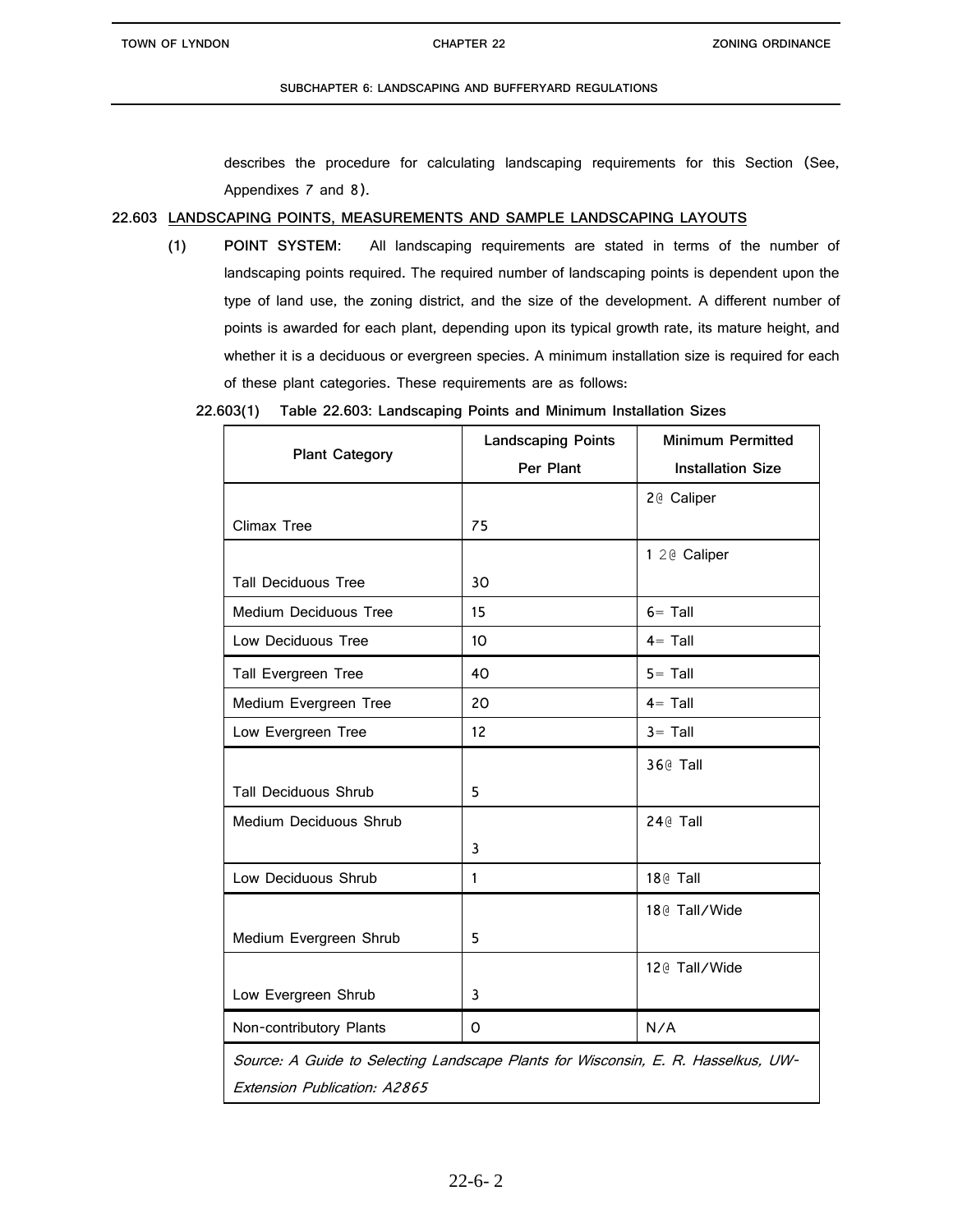describes the procedure for calculating landscaping requirements for this Section (See, Appendixes 7 and 8).

## 22.603 LANDSCAPING POINTS, MEASUREMENTS AND SAMPLE LANDSCAPING LAYOUTS

**(1) POINT SYSTEM:** All landscaping requirements are stated in terms of the number of landscaping points required. The required number of landscaping points is dependent upon the type of land use, the zoning district, and the size of the development. A different number of points is awarded for each plant, depending upon its typical growth rate, its mature height, and whether it is a deciduous or evergreen species. A minimum installation size is required for each of these plant categories. These requirements are as follows:

**22.603(1) Table 22.603: Landscaping Points and Minimum Installation Sizes**

| Plant Category | Landscaping Points Per Plant | Minimum Permitted Installation Size |
|---|---|---|
| Climax Tree | 75 | 2@ Caliper |
| Tall Deciduous Tree | 30 | 1 2@ Caliper |
| Medium Deciduous Tree | 15 | 6= Tall |
| Low Deciduous Tree | 10 | 4= Tall |
| Tall Evergreen Tree | 40 | 5= Tall |
| Medium Evergreen Tree | 20 | 4= Tall |
| Low Evergreen Tree | 12 | 3= Tall |
| Tall Deciduous Shrub | 5 | 36@ Tall |
| Medium Deciduous Shrub | 3 | 24@ Tall |
| Low Deciduous Shrub | 1 | 18@ Tall |
| Medium Evergreen Shrub | 5 | 18@ Tall/Wide |
| Low Evergreen Shrub | 3 | 12@ Tall/Wide |
| Non-contributory Plants | 0 | N/A |
| *Source: A Guide to Selecting Landscape Plants for Wisconsin, E. R. Hasselkus, UW-Extension Publication: A2865* | | |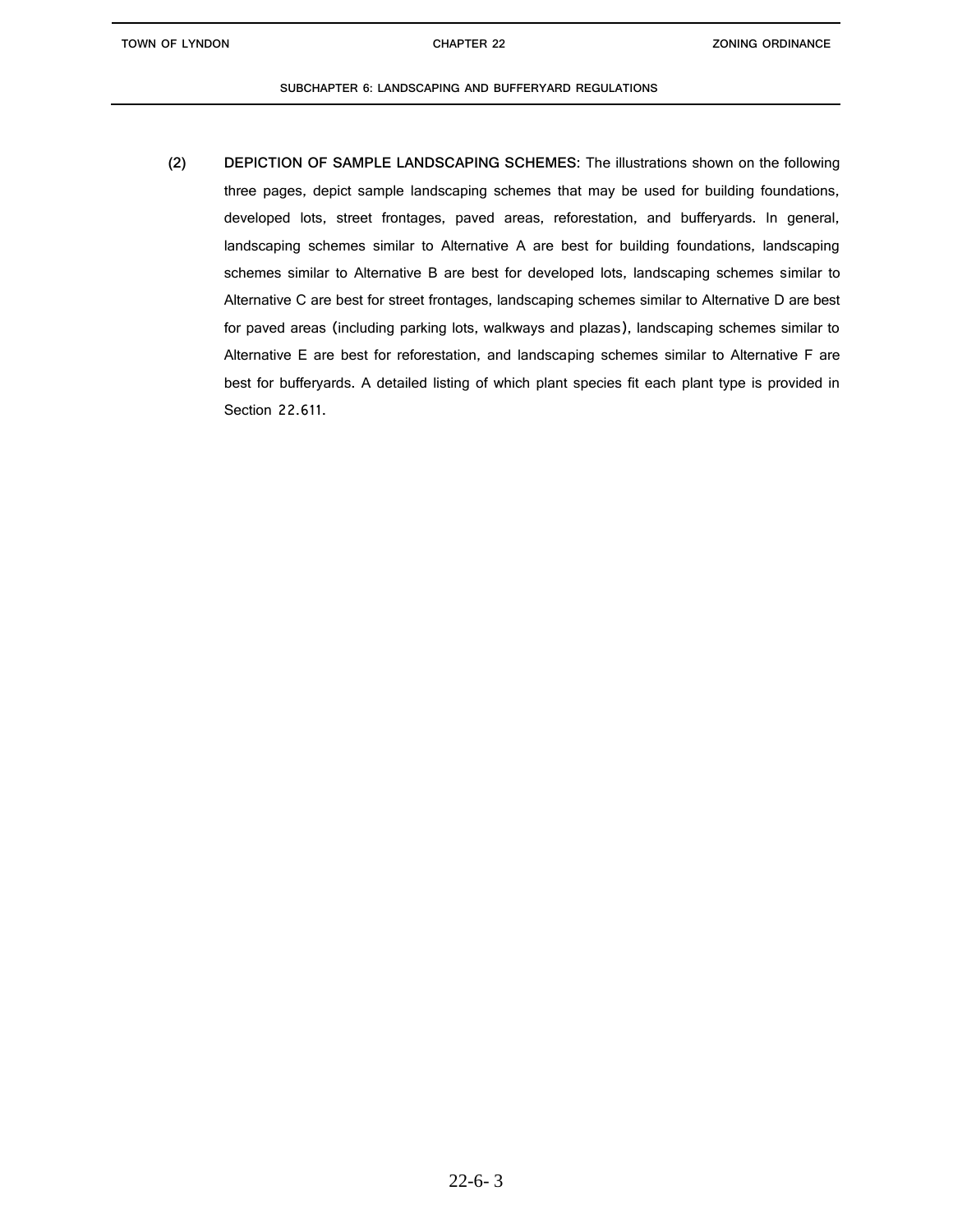**(2) DEPICTION OF SAMPLE LANDSCAPING SCHEMES:** The illustrations shown on the following three pages, depict sample landscaping schemes that may be used for building foundations, developed lots, street frontages, paved areas, reforestation, and bufferyards. In general, landscaping schemes similar to Alternative A are best for building foundations, landscaping schemes similar to Alternative B are best for developed lots, landscaping schemes similar to Alternative C are best for street frontages, landscaping schemes similar to Alternative D are best for paved areas (including parking lots, walkways and plazas), landscaping schemes similar to Alternative E are best for reforestation, and landscaping schemes similar to Alternative F are best for bufferyards. A detailed listing of which plant species fit each plant type is provided in Section 22.611.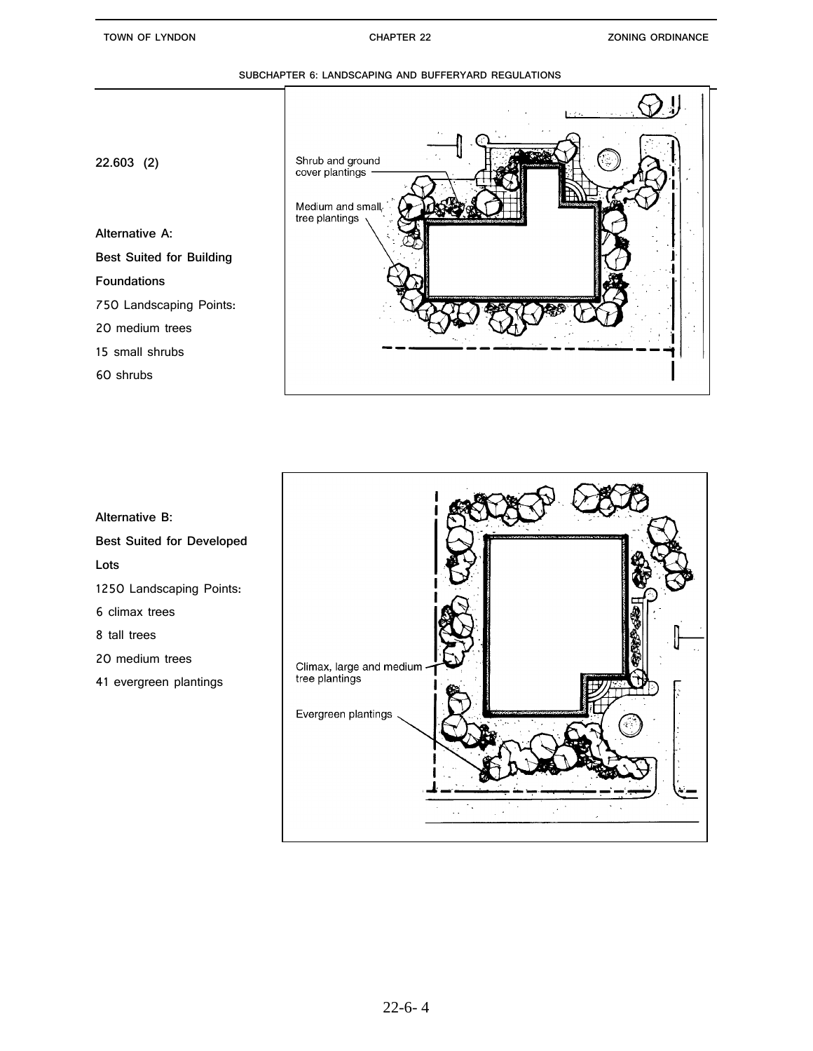SUBCHAPTER 6: LANDSCAPING AND BUFFERYARD REGULATIONS

**22.603 (2)**

**Alternative A:**

**Best Suited for Building Foundations**

750 Landscaping Points:

20 medium trees

15 small shrubs

60 shrubs

Shrub and ground cover plantings

Medium and small tree plantings

**Alternative B:**

**Best Suited for Developed Lots**

1250 Landscaping Points:

6 climax trees

8 tall trees

20 medium trees

41 evergreen plantings

Climax, large and medium tree plantings

Evergreen plantings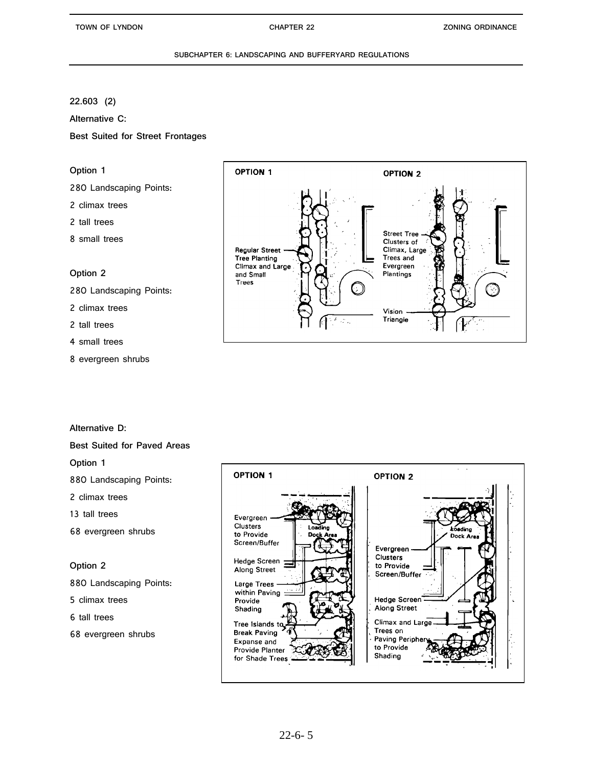22.603 (2)

**Alternative C:**

**Best Suited for Street Frontages**

**Option 1**

280 Landscaping Points:

2 climax trees

2 tall trees

8 small trees

**Option 2**

280 Landscaping Points:

2 climax trees

2 tall trees

4 small trees

8 evergreen shrubs

**Alternative D:**

**Best Suited for Paved Areas**

**Option 1**

880 Landscaping Points:

2 climax trees

13 tall trees

68 evergreen shrubs

**Option 2**

880 Landscaping Points:

5 climax trees

6 tall trees

68 evergreen shrubs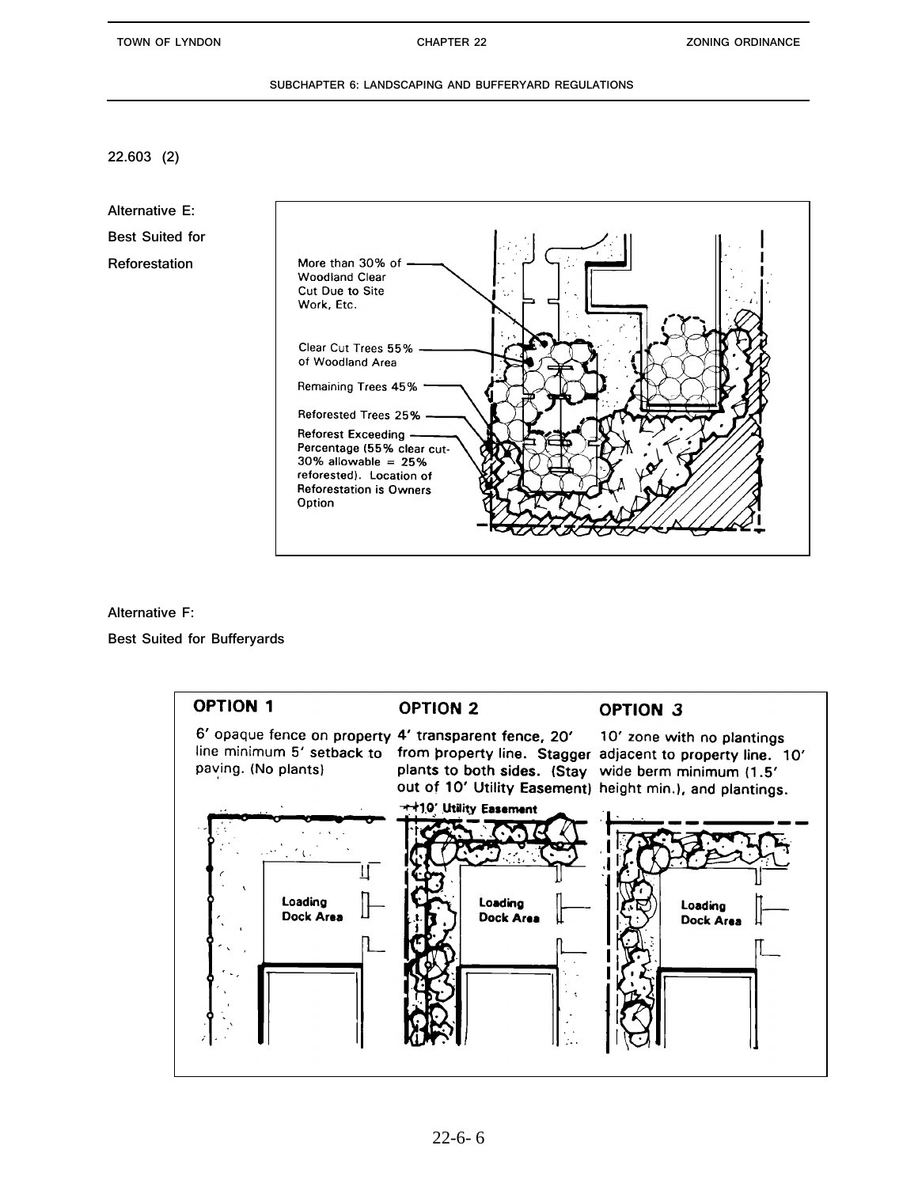22.603 (2)

**Alternative E:**

**Best Suited for**

**Reforestation**

More than 30% of Woodland Clear Cut Due to Site Work, Etc.

Clear Cut Trees 55% of Woodland Area

Remaining Trees 45%

Reforested Trees 25%

Reforest Exceeding Percentage (55% clear cut- 30% allowable = 25% reforested). Location of Reforestation is Owners Option

**Alternative F:**

**Best Suited for Bufferyards**

**OPTION 1**

6' opaque fence on property line minimum 5' setback to paving. (No plants)

**OPTION 2**

4' transparent fence, 20' from property line. Stagger plants to both sides. (Stay out of 10' Utility Easement)

**OPTION 3**

10' zone with no plantings adjacent to property line. 10' wide berm minimum (1.5' height min.), and plantings.

10' Utility Easement

Loading Dock Area

Loading Dock Area

Loading Dock Area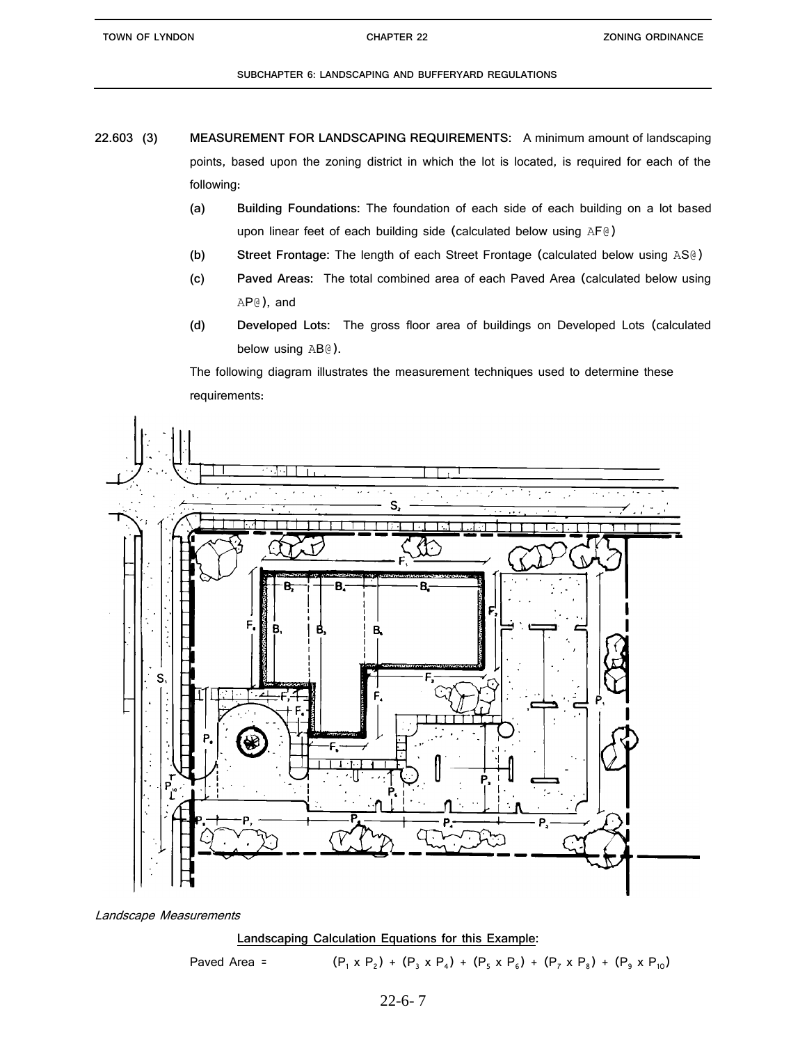22.603 (3) **MEASUREMENT FOR LANDSCAPING REQUIREMENTS:** A minimum amount of landscaping points, based upon the zoning district in which the lot is located, is required for each of the following:

**(a)** **Building Foundations:** The foundation of each side of each building on a lot based upon linear feet of each building side (calculated below using AF@)

**(b)** **Street Frontage:** The length of each Street Frontage (calculated below using AS@)

**(c)** **Paved Areas:** The total combined area of each Paved Area (calculated below using AP@), and

**(d)** **Developed Lots:** The gross floor area of buildings on Developed Lots (calculated below using AB@).

The following diagram illustrates the measurement techniques used to determine these requirements:

*Landscape Measurements*

**Landscaping Calculation Equations for this Example:**

Paved Area = $(P_1 \times P_2) + (P_3 \times P_4) + (P_5 \times P_6) + (P_7 \times P_8) + (P_9 \times P_{10})$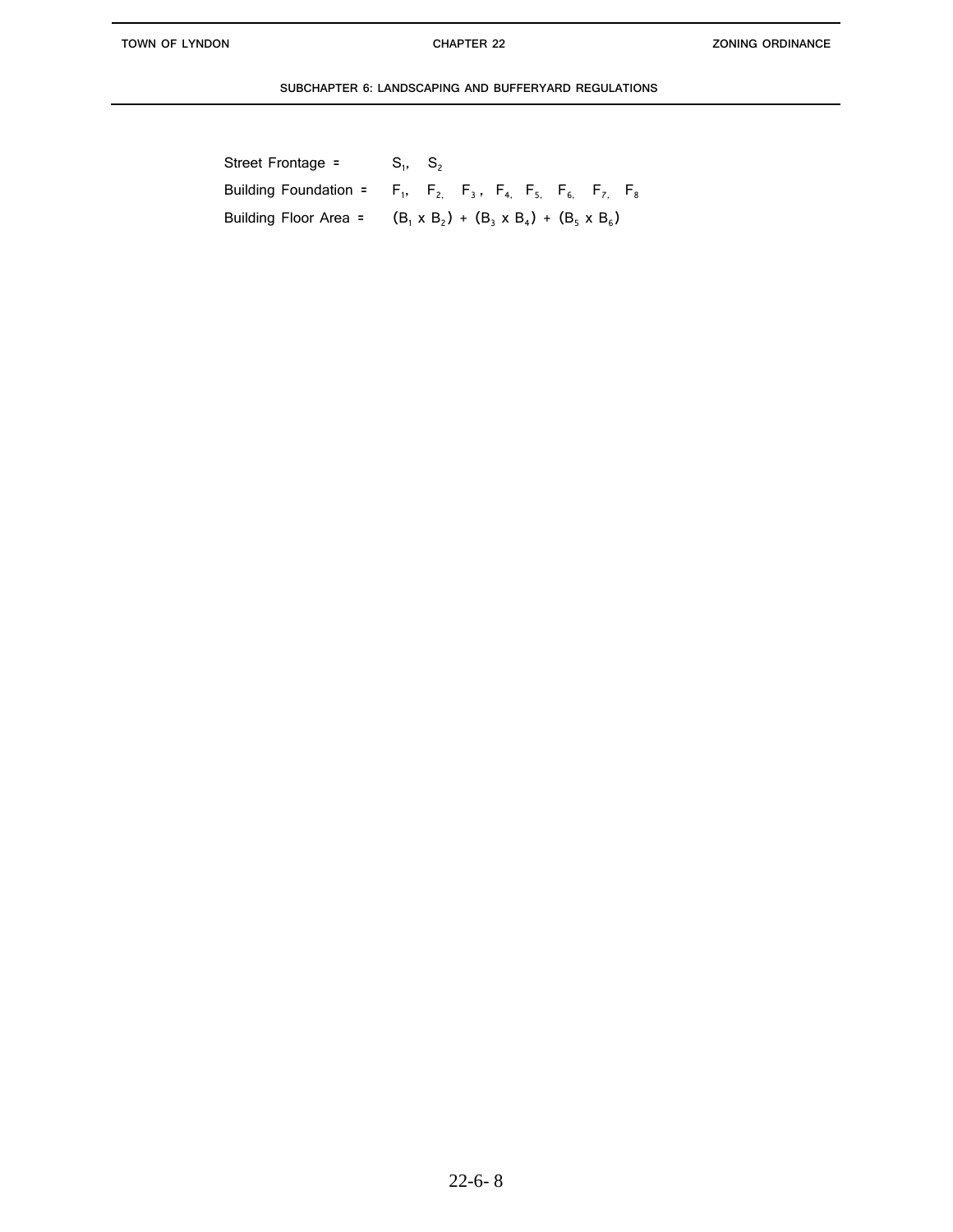Street Frontage = $S_1$, $S_2$

Building Foundation = $F_1$, $F_2$, $F_3$, $F_4$, $F_5$, $F_6$, $F_7$, $F_8$

Building Floor Area = $(B_1 \times B_2) + (B_3 \times B_4) + (B_5 \times B_6)$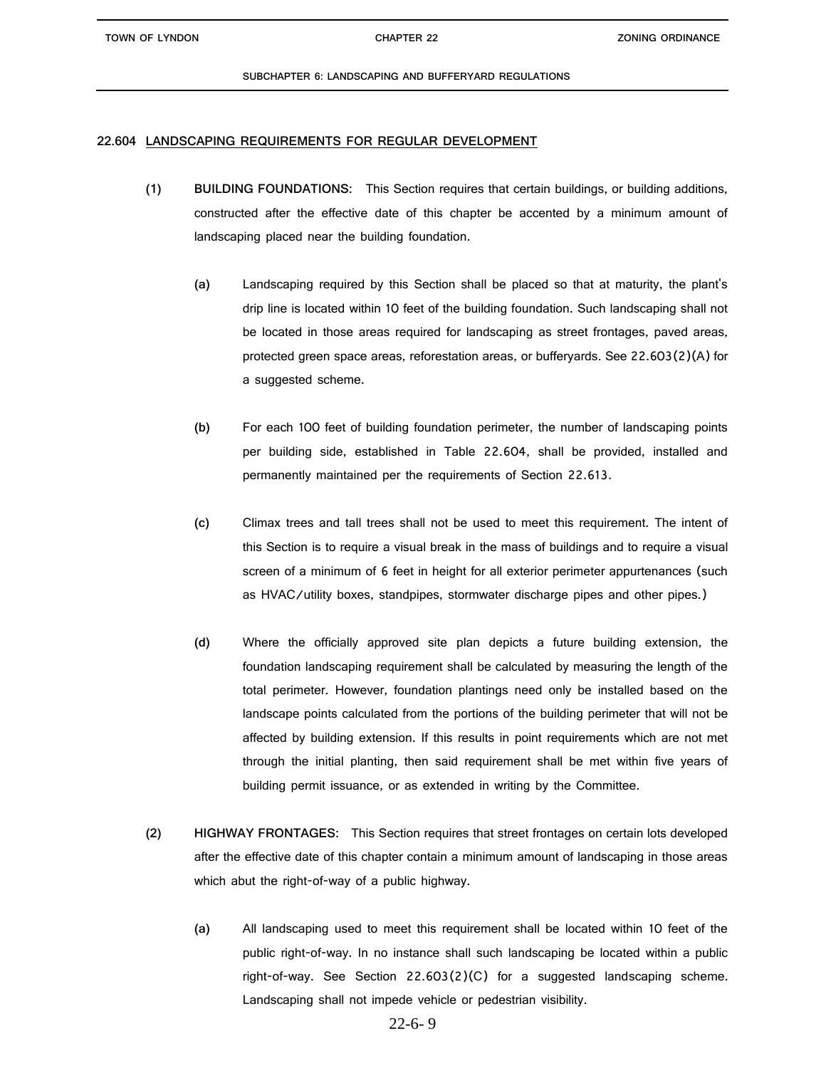## 22.604 LANDSCAPING REQUIREMENTS FOR REGULAR DEVELOPMENT

**(1) BUILDING FOUNDATIONS:** This Section requires that certain buildings, or building additions, constructed after the effective date of this chapter be accented by a minimum amount of landscaping placed near the building foundation.

**(a)** Landscaping required by this Section shall be placed so that at maturity, the plant's drip line is located within 10 feet of the building foundation. Such landscaping shall not be located in those areas required for landscaping as street frontages, paved areas, protected green space areas, reforestation areas, or bufferyards. See 22.603(2)(A) for a suggested scheme.

**(b)** For each 100 feet of building foundation perimeter, the number of landscaping points per building side, established in Table 22.604, shall be provided, installed and permanently maintained per the requirements of Section 22.613.

**(c)** Climax trees and tall trees shall not be used to meet this requirement. The intent of this Section is to require a visual break in the mass of buildings and to require a visual screen of a minimum of 6 feet in height for all exterior perimeter appurtenances (such as HVAC/utility boxes, standpipes, stormwater discharge pipes and other pipes.)

**(d)** Where the officially approved site plan depicts a future building extension, the foundation landscaping requirement shall be calculated by measuring the length of the total perimeter. However, foundation plantings need only be installed based on the landscape points calculated from the portions of the building perimeter that will not be affected by building extension. If this results in point requirements which are not met through the initial planting, then said requirement shall be met within five years of building permit issuance, or as extended in writing by the Committee.

**(2) HIGHWAY FRONTAGES:** This Section requires that street frontages on certain lots developed after the effective date of this chapter contain a minimum amount of landscaping in those areas which abut the right-of-way of a public highway.

**(a)** All landscaping used to meet this requirement shall be located within 10 feet of the public right-of-way. In no instance shall such landscaping be located within a public right-of-way. See Section 22.603(2)(C) for a suggested landscaping scheme. Landscaping shall not impede vehicle or pedestrian visibility.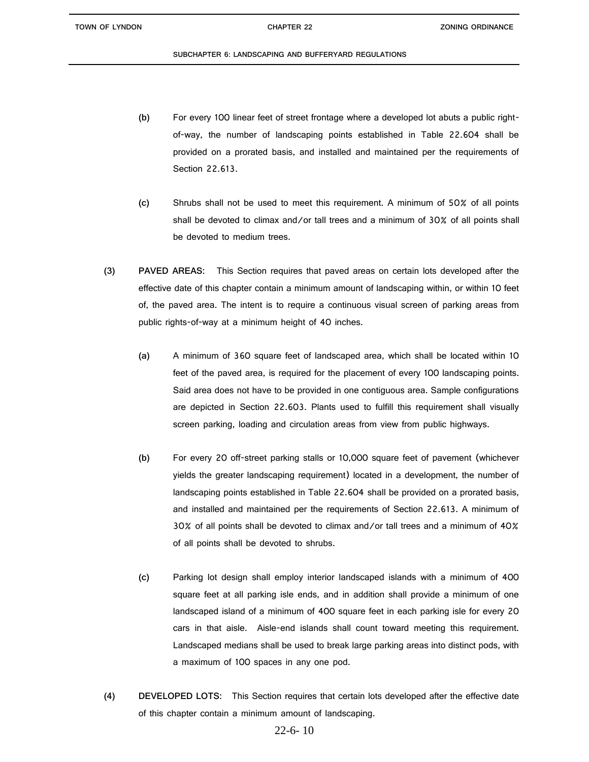(b) For every 100 linear feet of street frontage where a developed lot abuts a public right-of-way, the number of landscaping points established in Table 22.604 shall be provided on a prorated basis, and installed and maintained per the requirements of Section 22.613.

(c) Shrubs shall not be used to meet this requirement. A minimum of 50% of all points shall be devoted to climax and/or tall trees and a minimum of 30% of all points shall be devoted to medium trees.

(3) **PAVED AREAS:** This Section requires that paved areas on certain lots developed after the effective date of this chapter contain a minimum amount of landscaping within, or within 10 feet of, the paved area. The intent is to require a continuous visual screen of parking areas from public rights-of-way at a minimum height of 40 inches.

(a) A minimum of 360 square feet of landscaped area, which shall be located within 10 feet of the paved area, is required for the placement of every 100 landscaping points. Said area does not have to be provided in one contiguous area. Sample configurations are depicted in Section 22.603. Plants used to fulfill this requirement shall visually screen parking, loading and circulation areas from view from public highways.

(b) For every 20 off-street parking stalls or 10,000 square feet of pavement (whichever yields the greater landscaping requirement) located in a development, the number of landscaping points established in Table 22.604 shall be provided on a prorated basis, and installed and maintained per the requirements of Section 22.613. A minimum of 30% of all points shall be devoted to climax and/or tall trees and a minimum of 40% of all points shall be devoted to shrubs.

(c) Parking lot design shall employ interior landscaped islands with a minimum of 400 square feet at all parking isle ends, and in addition shall provide a minimum of one landscaped island of a minimum of 400 square feet in each parking isle for every 20 cars in that aisle. Aisle-end islands shall count toward meeting this requirement. Landscaped medians shall be used to break large parking areas into distinct pods, with a maximum of 100 spaces in any one pod.

(4) **DEVELOPED LOTS:** This Section requires that certain lots developed after the effective date of this chapter contain a minimum amount of landscaping.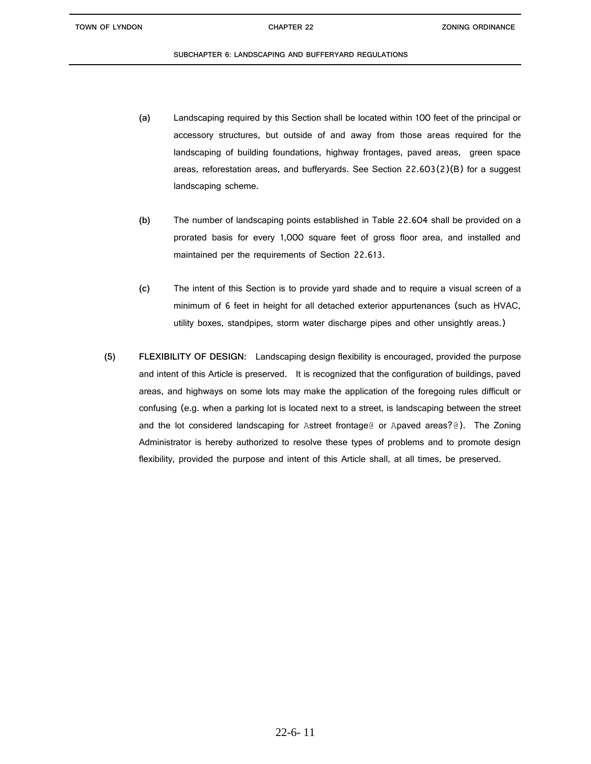(a) Landscaping required by this Section shall be located within 100 feet of the principal or accessory structures, but outside of and away from those areas required for the landscaping of building foundations, highway frontages, paved areas, green space areas, reforestation areas, and bufferyards. See Section 22.603(2)(B) for a suggest landscaping scheme.

(b) The number of landscaping points established in Table 22.604 shall be provided on a prorated basis for every 1,000 square feet of gross floor area, and installed and maintained per the requirements of Section 22.613.

(c) The intent of this Section is to provide yard shade and to require a visual screen of a minimum of 6 feet in height for all detached exterior appurtenances (such as HVAC, utility boxes, standpipes, storm water discharge pipes and other unsightly areas.)

(5) **FLEXIBILITY OF DESIGN:** Landscaping design flexibility is encouraged, provided the purpose and intent of this Article is preserved. It is recognized that the configuration of buildings, paved areas, and highways on some lots may make the application of the foregoing rules difficult or confusing (e.g. when a parking lot is located next to a street, is landscaping between the street and the lot considered landscaping for Astreet frontage@ or Apaved areas?@). The Zoning Administrator is hereby authorized to resolve these types of problems and to promote design flexibility, provided the purpose and intent of this Article shall, at all times, be preserved.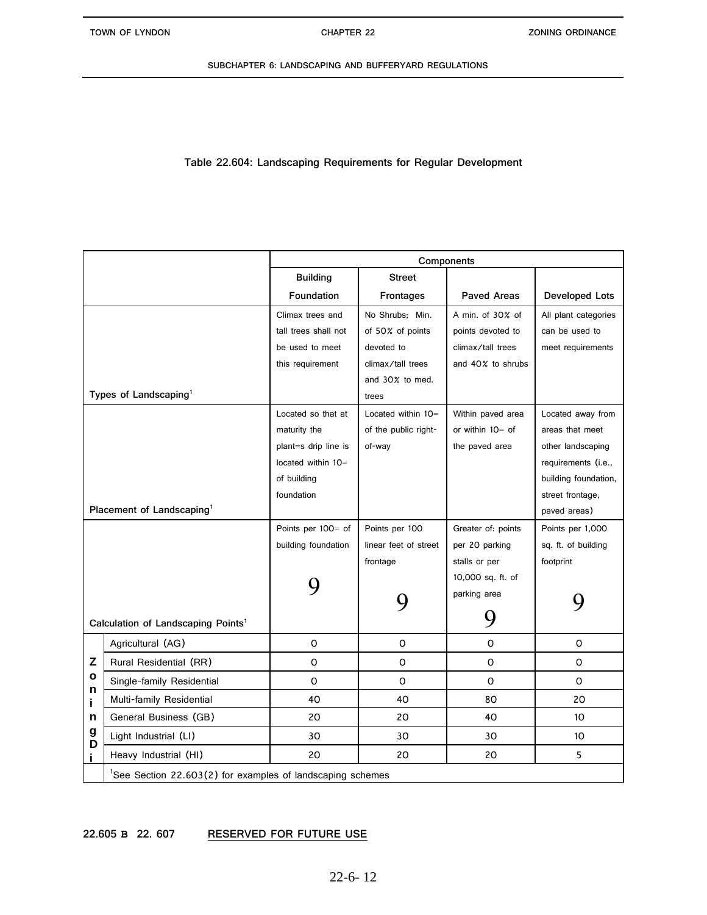# Table 22.604: Landscaping Requirements for Regular Development

| | | Components | | | |
|---|---|---|---|---|---|
| | | Building Foundation | Street Frontages | Paved Areas | Developed Lots |
| Types of Landscaping[1] | | Climax trees and tall trees shall not be used to meet this requirement | No Shrubs; Min. of 50% of points devoted to climax/tall trees and 30% to med. trees | A min. of 30% of points devoted to climax/tall trees and 40% to shrubs | All plant categories can be used to meet requirements |
| Placement of Landscaping[1] | | Located so that at maturity the plant=s drip line is located within 10= of building foundation | Located within 10= of the public right-of-way | Within paved area or within 10= of the paved area | Located away from areas that meet other landscaping requirements (i.e., building foundation, street frontage, paved areas) |
| Calculation of Landscaping Points[1] | | Points per 100= of building foundation 9 | Points per 100 linear feet of street frontage 9 | Greater of: points per 20 parking stalls or per 10,000 sq. ft. of parking area 9 | Points per 1,000 sq. ft. of building footprint 9 |
| Zoning Di | Agricultural (AG) | 0 | 0 | 0 | 0 |
| | Rural Residential (RR) | 0 | 0 | 0 | 0 |
| | Single-family Residential | 0 | 0 | 0 | 0 |
| | Multi-family Residential | 40 | 40 | 80 | 20 |
| | General Business (GB) | 20 | 20 | 40 | 10 |
| | Light Industrial (LI) | 30 | 30 | 30 | 10 |
| | Heavy Industrial (HI) | 20 | 20 | 20 | 5 |
| | [1]See Section 22.603(2) for examples of landscaping schemes | | | | |

**22.605 B 22. 607** RESERVED FOR FUTURE USE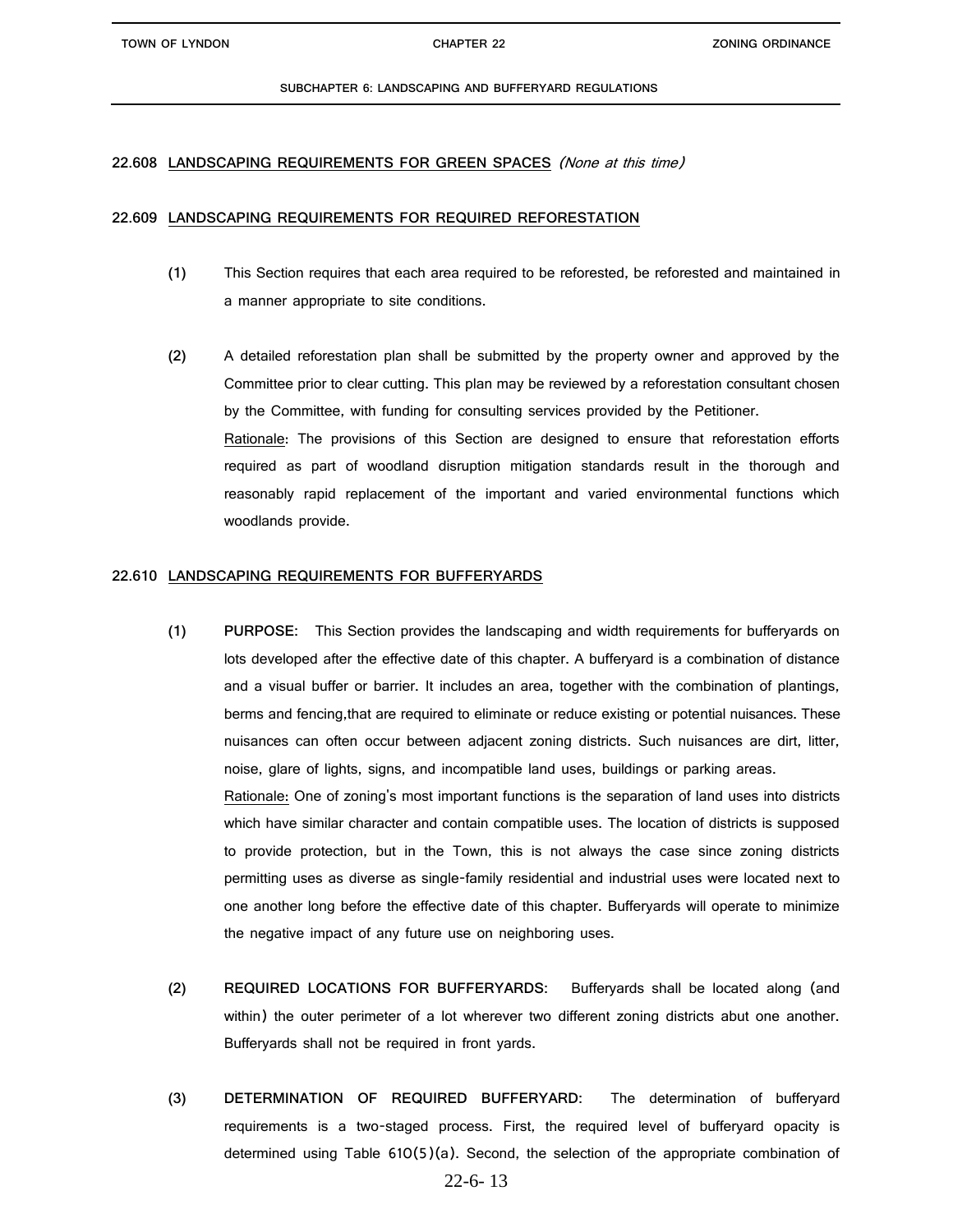### 22.608 LANDSCAPING REQUIREMENTS FOR GREEN SPACES *(None at this time)*

### 22.609 LANDSCAPING REQUIREMENTS FOR REQUIRED REFORESTATION

**(1)** This Section requires that each area required to be reforested, be reforested and maintained in a manner appropriate to site conditions.

**(2)** A detailed reforestation plan shall be submitted by the property owner and approved by the Committee prior to clear cutting. This plan may be reviewed by a reforestation consultant chosen by the Committee, with funding for consulting services provided by the Petitioner.

Rationale: The provisions of this Section are designed to ensure that reforestation efforts required as part of woodland disruption mitigation standards result in the thorough and reasonably rapid replacement of the important and varied environmental functions which woodlands provide.

### 22.610 LANDSCAPING REQUIREMENTS FOR BUFFERYARDS

**(1)** **PURPOSE:** This Section provides the landscaping and width requirements for bufferyards on lots developed after the effective date of this chapter. A bufferyard is a combination of distance and a visual buffer or barrier. It includes an area, together with the combination of plantings, berms and fencing,that are required to eliminate or reduce existing or potential nuisances. These nuisances can often occur between adjacent zoning districts. Such nuisances are dirt, litter, noise, glare of lights, signs, and incompatible land uses, buildings or parking areas.

Rationale: One of zoning's most important functions is the separation of land uses into districts which have similar character and contain compatible uses. The location of districts is supposed to provide protection, but in the Town, this is not always the case since zoning districts permitting uses as diverse as single-family residential and industrial uses were located next to one another long before the effective date of this chapter. Bufferyards will operate to minimize the negative impact of any future use on neighboring uses.

**(2)** **REQUIRED LOCATIONS FOR BUFFERYARDS:** Bufferyards shall be located along (and within) the outer perimeter of a lot wherever two different zoning districts abut one another. Bufferyards shall not be required in front yards.

**(3)** **DETERMINATION OF REQUIRED BUFFERYARD:** The determination of bufferyard requirements is a two-staged process. First, the required level of bufferyard opacity is determined using Table 610(5)(a). Second, the selection of the appropriate combination of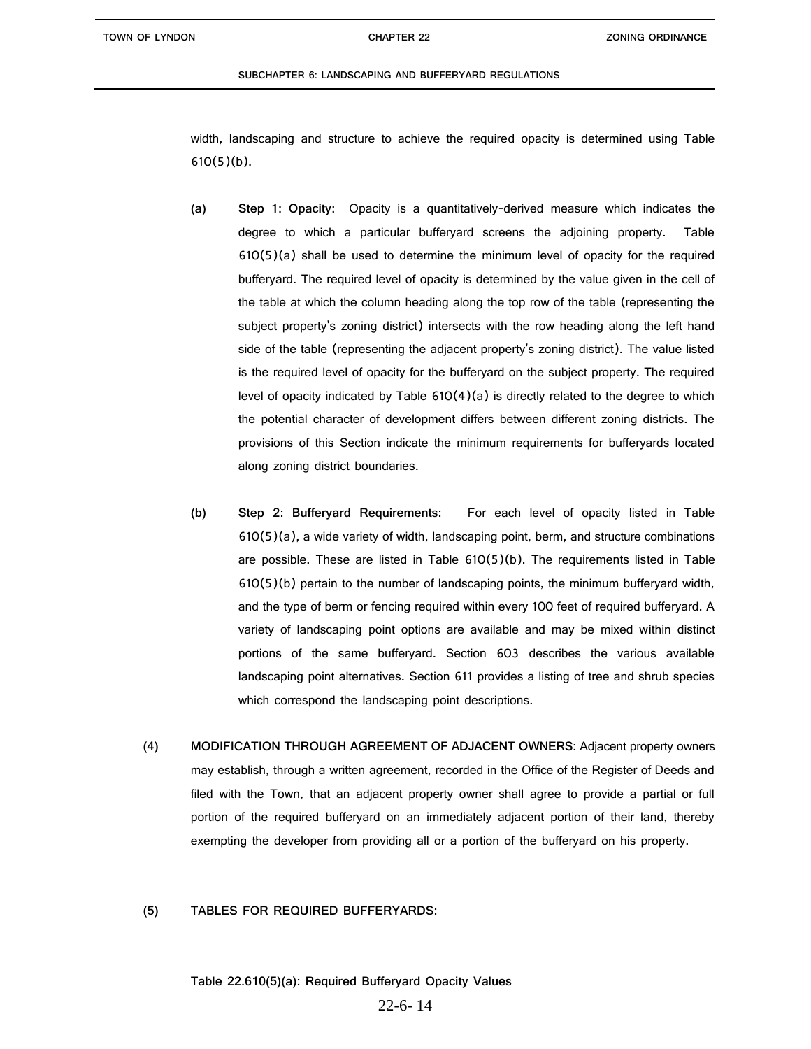width, landscaping and structure to achieve the required opacity is determined using Table 610(5)(b).

(a) **Step 1: Opacity:** Opacity is a quantitatively-derived measure which indicates the degree to which a particular bufferyard screens the adjoining property. Table 610(5)(a) shall be used to determine the minimum level of opacity for the required bufferyard. The required level of opacity is determined by the value given in the cell of the table at which the column heading along the top row of the table (representing the subject property's zoning district) intersects with the row heading along the left hand side of the table (representing the adjacent property's zoning district). The value listed is the required level of opacity for the bufferyard on the subject property. The required level of opacity indicated by Table 610(4)(a) is directly related to the degree to which the potential character of development differs between different zoning districts. The provisions of this Section indicate the minimum requirements for bufferyards located along zoning district boundaries.

(b) **Step 2: Bufferyard Requirements:** For each level of opacity listed in Table 610(5)(a), a wide variety of width, landscaping point, berm, and structure combinations are possible. These are listed in Table 610(5)(b). The requirements listed in Table 610(5)(b) pertain to the number of landscaping points, the minimum bufferyard width, and the type of berm or fencing required within every 100 feet of required bufferyard. A variety of landscaping point options are available and may be mixed within distinct portions of the same bufferyard. Section 603 describes the various available landscaping point alternatives. Section 611 provides a listing of tree and shrub species which correspond the landscaping point descriptions.

(4) **MODIFICATION THROUGH AGREEMENT OF ADJACENT OWNERS:** Adjacent property owners may establish, through a written agreement, recorded in the Office of the Register of Deeds and filed with the Town, that an adjacent property owner shall agree to provide a partial or full portion of the required bufferyard on an immediately adjacent portion of their land, thereby exempting the developer from providing all or a portion of the bufferyard on his property.

(5) **TABLES FOR REQUIRED BUFFERYARDS:**

**Table 22.610(5)(a): Required Bufferyard Opacity Values**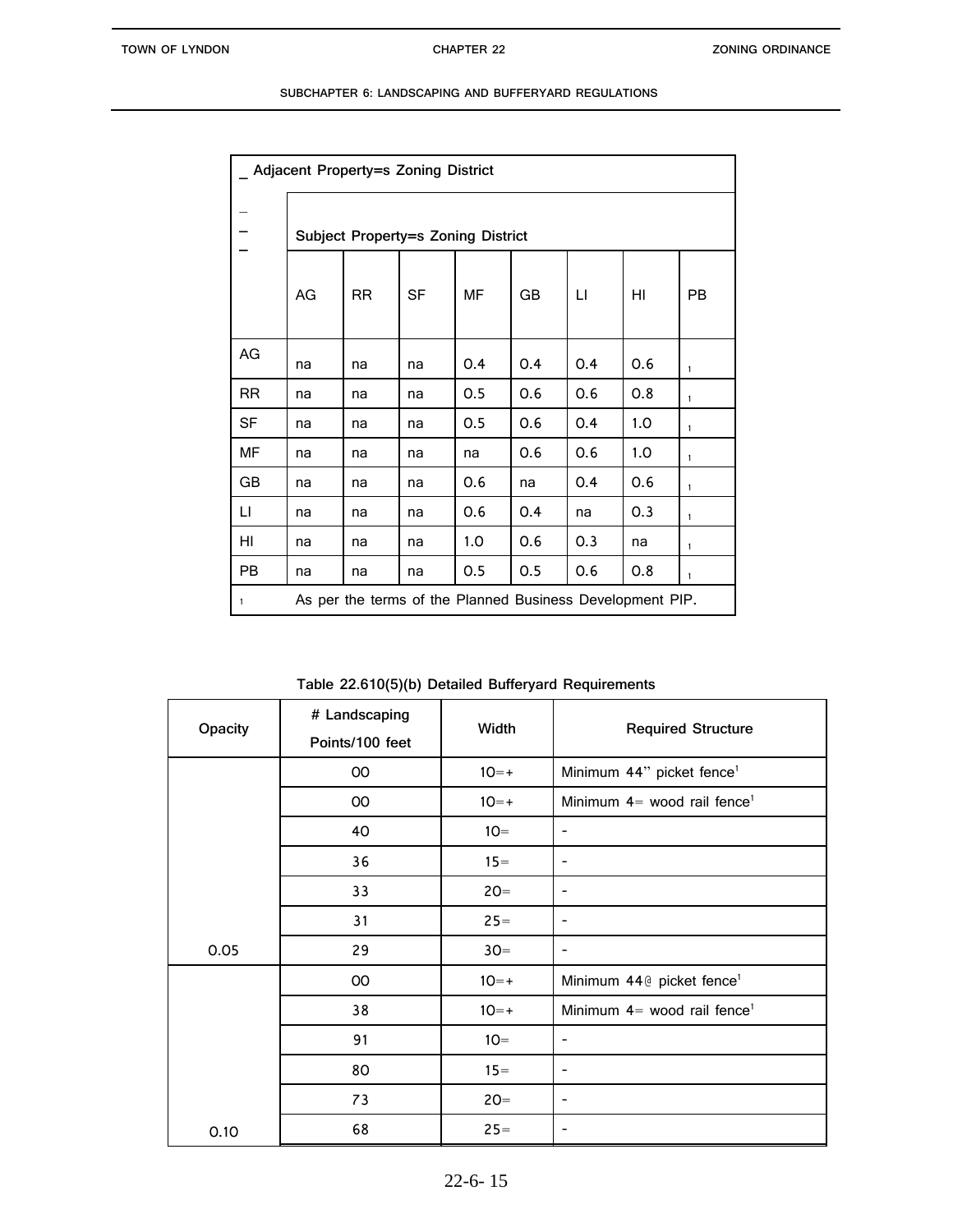| _ Adjacent Property=s Zoning District | | | | | | | | |
|---|---|---|---|---|---|---|---|---|
| | Subject Property=s Zoning District | | | | | | | |
| | AG | RR | SF | MF | GB | LI | HI | PB |
| AG | na | na | na | 0.4 | 0.4 | 0.4 | 0.6 | 1 |
| RR | na | na | na | 0.5 | 0.6 | 0.6 | 0.8 | 1 |
| SF | na | na | na | 0.5 | 0.6 | 0.4 | 1.0 | 1 |
| MF | na | na | na | na | 0.6 | 0.6 | 1.0 | 1 |
| GB | na | na | na | 0.6 | na | 0.4 | 0.6 | 1 |
| LI | na | na | na | 0.6 | 0.4 | na | 0.3 | 1 |
| HI | na | na | na | 1.0 | 0.6 | 0.3 | na | 1 |
| PB | na | na | na | 0.5 | 0.5 | 0.6 | 0.8 | 1 |

1 As per the terms of the Planned Business Development PIP.

**Table 22.610(5)(b) Detailed Bufferyard Requirements**

| Opacity | # Landscaping Points/100 feet | Width | Required Structure |
|---|---|---|---|
| 0.05 | 00 | 10=+ | Minimum 44" picket fence[1] |
| | 00 | 10=+ | Minimum 4= wood rail fence[1] |
| | 40 | 10= | - |
| | 36 | 15= | - |
| | 33 | 20= | - |
| | 31 | 25= | - |
| | 29 | 30= | - |
| 0.10 | 00 | 10=+ | Minimum 44@ picket fence[1] |
| | 38 | 10=+ | Minimum 4= wood rail fence[1] |
| | 91 | 10= | - |
| | 80 | 15= | - |
| | 73 | 20= | - |
| | 68 | 25= | - |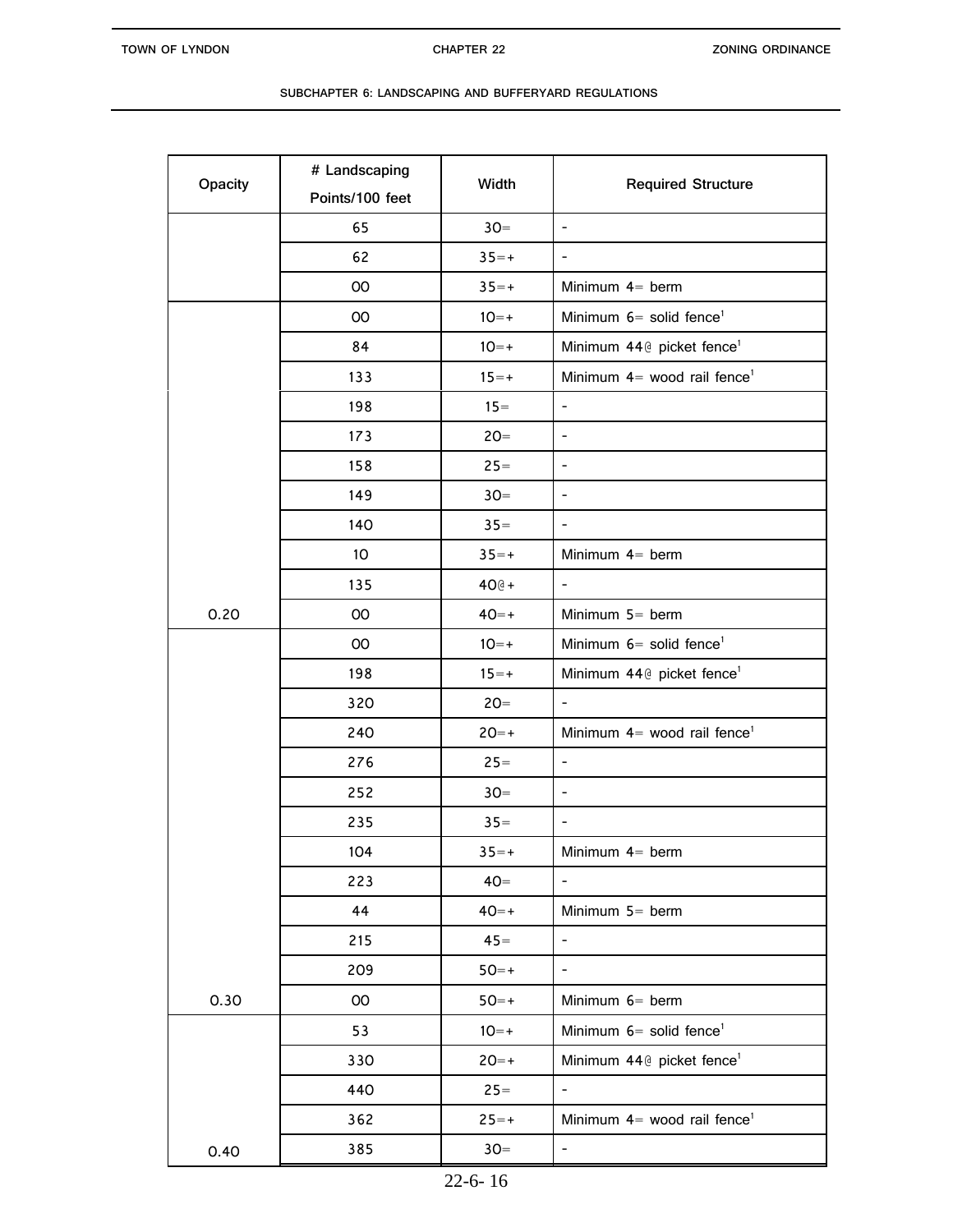| Opacity | # Landscaping Points/100 feet | Width | Required Structure |
|---|---|---|---|
| | 65 | 30= | - |
| | 62 | 35=+ | - |
| | 00 | 35=+ | Minimum 4= berm |
| | 00 | 10=+ | Minimum 6= solid fence[1] |
| | 84 | 10=+ | Minimum 44@ picket fence[1] |
| | 133 | 15=+ | Minimum 4= wood rail fence[1] |
| | 198 | 15= | - |
| | 173 | 20= | - |
| | 158 | 25= | - |
| | 149 | 30= | - |
| | 140 | 35= | - |
| | 10 | 35=+ | Minimum 4= berm |
| | 135 | 40@+ | - |
| 0.20 | 00 | 40=+ | Minimum 5= berm |
| | 00 | 10=+ | Minimum 6= solid fence[1] |
| | 198 | 15=+ | Minimum 44@ picket fence[1] |
| | 320 | 20= | - |
| | 240 | 20=+ | Minimum 4= wood rail fence[1] |
| | 276 | 25= | - |
| | 252 | 30= | - |
| | 235 | 35= | - |
| | 104 | 35=+ | Minimum 4= berm |
| | 223 | 40= | - |
| | 44 | 40=+ | Minimum 5= berm |
| | 215 | 45= | - |
| | 209 | 50=+ | - |
| 0.30 | 00 | 50=+ | Minimum 6= berm |
| | 53 | 10=+ | Minimum 6= solid fence[1] |
| | 330 | 20=+ | Minimum 44@ picket fence[1] |
| | 440 | 25= | - |
| | 362 | 25=+ | Minimum 4= wood rail fence[1] |
| 0.40 | 385 | 30= | - |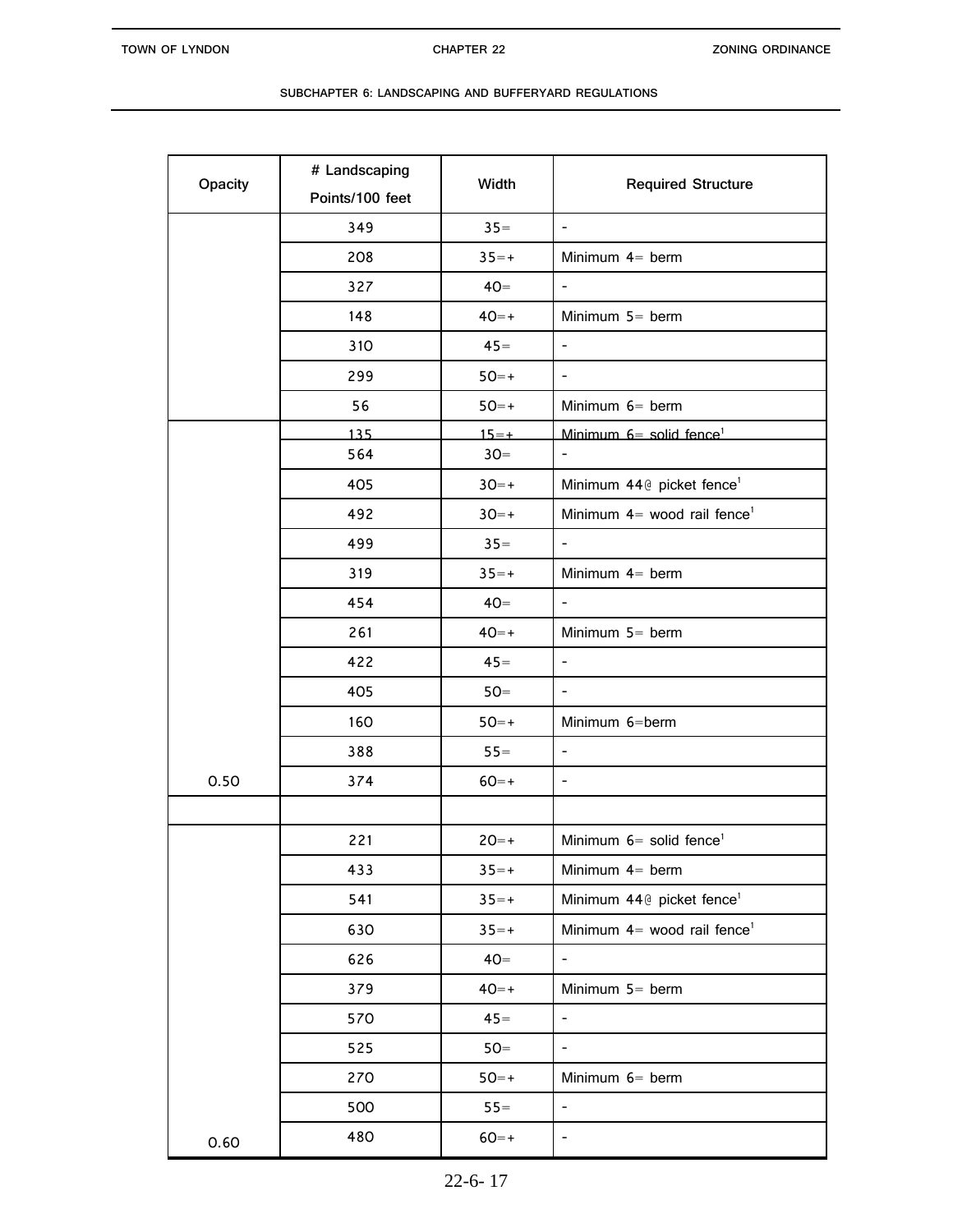| Opacity | # Landscaping Points/100 feet | Width | Required Structure |
|---|---|---|---|
| | 349 | 35= | - |
| | 208 | 35=+ | Minimum 4= berm |
| | 327 | 40= | - |
| | 148 | 40=+ | Minimum 5= berm |
| | 310 | 45= | - |
| | 299 | 50=+ | - |
| | 56 | 50=+ | Minimum 6= berm |
| | 135 | 15=+ | Minimum 6= solid fence[1] |
| | 564 | 30= | - |
| | 405 | 30=+ | Minimum 44@ picket fence[1] |
| | 492 | 30=+ | Minimum 4= wood rail fence[1] |
| | 499 | 35= | - |
| | 319 | 35=+ | Minimum 4= berm |
| | 454 | 40= | - |
| | 261 | 40=+ | Minimum 5= berm |
| | 422 | 45= | - |
| | 405 | 50= | - |
| | 160 | 50=+ | Minimum 6=berm |
| | 388 | 55= | - |
| 0.50 | 374 | 60=+ | - |
| | | | |
| | 221 | 20=+ | Minimum 6= solid fence[1] |
| | 433 | 35=+ | Minimum 4= berm |
| | 541 | 35=+ | Minimum 44@ picket fence[1] |
| | 630 | 35=+ | Minimum 4= wood rail fence[1] |
| | 626 | 40= | - |
| | 379 | 40=+ | Minimum 5= berm |
| | 570 | 45= | - |
| | 525 | 50= | - |
| | 270 | 50=+ | Minimum 6= berm |
| | 500 | 55= | - |
| 0.60 | 480 | 60=+ | - |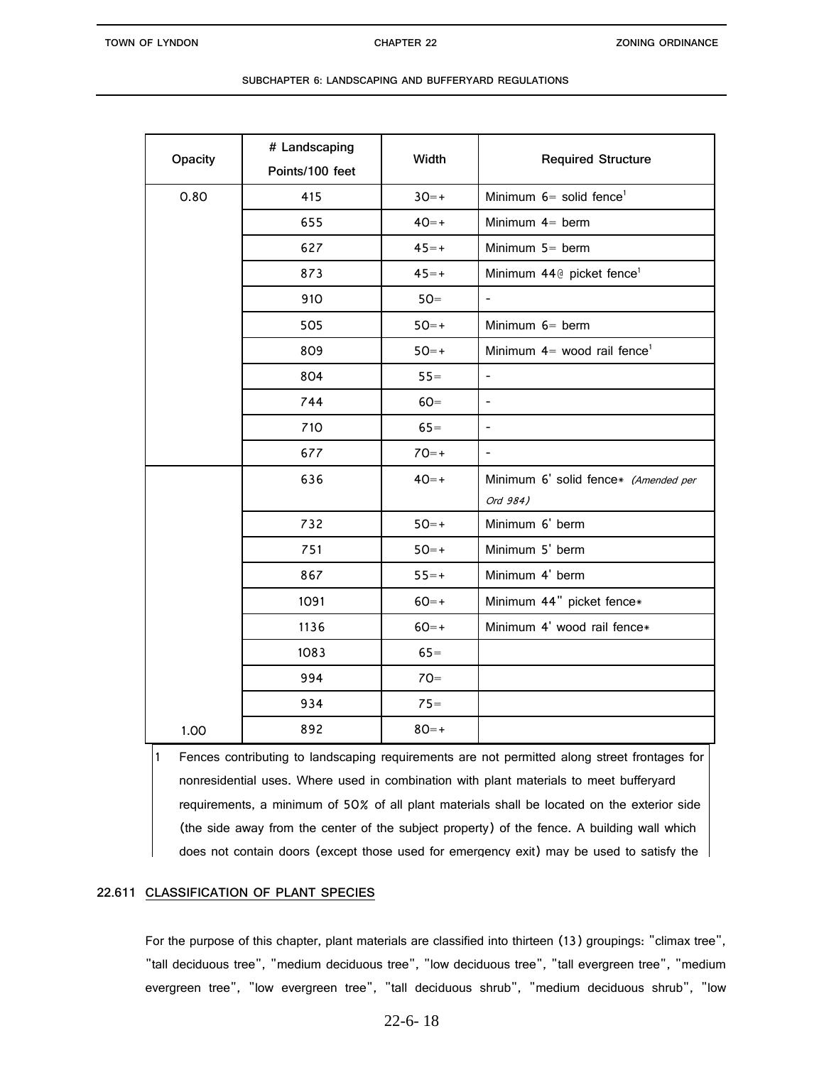| Opacity | # Landscaping Points/100 feet | Width | Required Structure |
|---|---|---|---|
| 0.80 | 415 | 30=+ | Minimum 6= solid fence[1] |
| | 655 | 40=+ | Minimum 4= berm |
| | 627 | 45=+ | Minimum 5= berm |
| | 873 | 45=+ | Minimum 44@ picket fence[1] |
| | 910 | 50= | - |
| | 505 | 50=+ | Minimum 6= berm |
| | 809 | 50=+ | Minimum 4= wood rail fence[1] |
| | 804 | 55= | - |
| | 744 | 60= | - |
| | 710 | 65= | - |
| | 677 | 70=+ | - |
| | 636 | 40=+ | Minimum 6' solid fence* *(Amended per Ord 984)* |
| | 732 | 50=+ | Minimum 6' berm |
| | 751 | 50=+ | Minimum 5' berm |
| | 867 | 55=+ | Minimum 4' berm |
| | 1091 | 60=+ | Minimum 44" picket fence* |
| | 1136 | 60=+ | Minimum 4' wood rail fence* |
| | 1083 | 65= | |
| | 994 | 70= | |
| | 934 | 75= | |
| 1.00 | 892 | 80=+ | |

1 Fences contributing to landscaping requirements are not permitted along street frontages for nonresidential uses. Where used in combination with plant materials to meet bufferyard requirements, a minimum of 50% of all plant materials shall be located on the exterior side (the side away from the center of the subject property) of the fence. A building wall which does not contain doors (except those used for emergency exit) may be used to satisfy the

**22.611 CLASSIFICATION OF PLANT SPECIES**

For the purpose of this chapter, plant materials are classified into thirteen (13) groupings: "climax tree", "tall deciduous tree", "medium deciduous tree", "low deciduous tree", "tall evergreen tree", "medium evergreen tree", "low evergreen tree", "tall deciduous shrub", "medium deciduous shrub", "low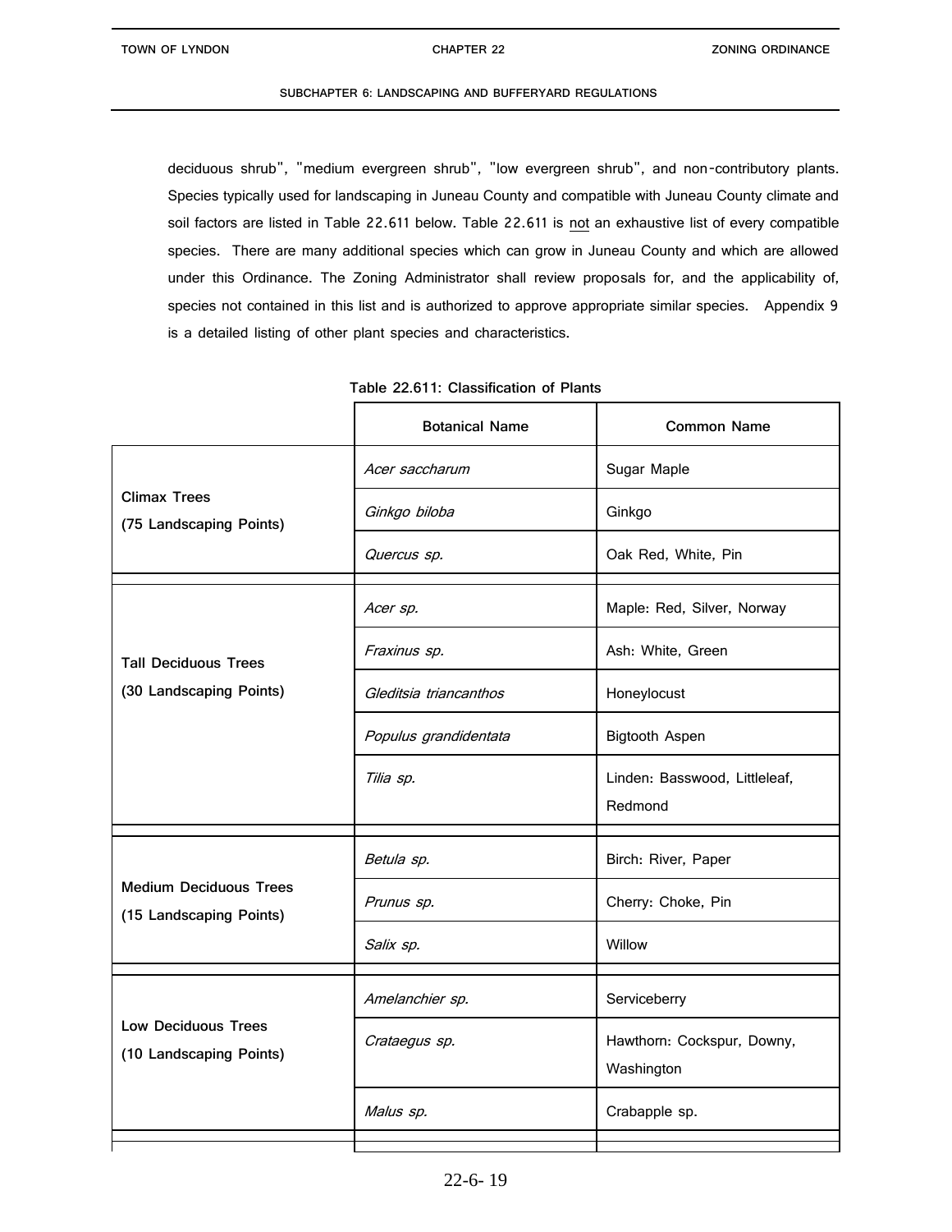deciduous shrub", "medium evergreen shrub", "low evergreen shrub", and non-contributory plants. Species typically used for landscaping in Juneau County and compatible with Juneau County climate and soil factors are listed in Table 22.611 below. Table 22.611 is not an exhaustive list of every compatible species. There are many additional species which can grow in Juneau County and which are allowed under this Ordinance. The Zoning Administrator shall review proposals for, and the applicability of, species not contained in this list and is authorized to approve appropriate similar species. Appendix 9 is a detailed listing of other plant species and characteristics.

**Table 22.611: Classification of Plants**

| | Botanical Name | Common Name |
|---|---|---|
| **Climax Trees (75 Landscaping Points)** | *Acer saccharum* | Sugar Maple |
| | *Ginkgo biloba* | Ginkgo |
| | *Quercus sp.* | Oak Red, White, Pin |
| **Tall Deciduous Trees (30 Landscaping Points)** | *Acer sp.* | Maple: Red, Silver, Norway |
| | *Fraxinus sp.* | Ash: White, Green |
| | *Gleditsia triancanthos* | Honeylocust |
| | *Populus grandidentata* | Bigtooth Aspen |
| | *Tilia sp.* | Linden: Basswood, Littleleaf, Redmond |
| **Medium Deciduous Trees (15 Landscaping Points)** | *Betula sp.* | Birch: River, Paper |
| | *Prunus sp.* | Cherry: Choke, Pin |
| | *Salix sp.* | Willow |
| **Low Deciduous Trees (10 Landscaping Points)** | *Amelanchier sp.* | Serviceberry |
| | *Crataegus sp.* | Hawthorn: Cockspur, Downy, Washington |
| | *Malus sp.* | Crabapple sp. |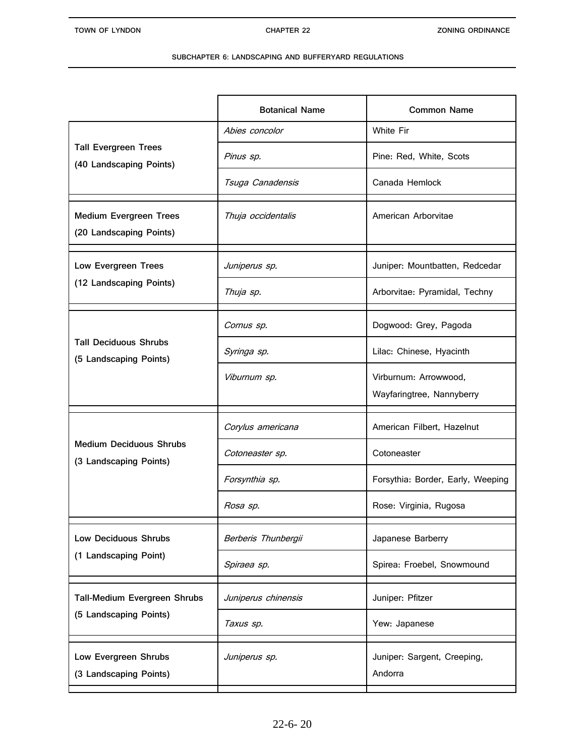| | Botanical Name | Common Name |
|---|---|---|
| **Tall Evergreen Trees (40 Landscaping Points)** | *Abies concolor* | White Fir |
| | *Pinus sp.* | Pine: Red, White, Scots |
| | *Tsuga Canadensis* | Canada Hemlock |
| **Medium Evergreen Trees (20 Landscaping Points)** | *Thuja occidentalis* | American Arborvitae |
| **Low Evergreen Trees (12 Landscaping Points)** | *Juniperus sp.* | Juniper: Mountbatten, Redcedar |
| | *Thuja sp.* | Arborvitae: Pyramidal, Techny |
| **Tall Deciduous Shrubs (5 Landscaping Points)** | *Cornus sp.* | Dogwood: Grey, Pagoda |
| | *Syringa sp.* | Lilac: Chinese, Hyacinth |
| | *Viburnum sp.* | Virburnum: Arrowwood, Wayfaringtree, Nannyberry |
| **Medium Deciduous Shrubs (3 Landscaping Points)** | *Corylus americana* | American Filbert, Hazelnut |
| | *Cotoneaster sp.* | Cotoneaster |
| | *Forsynthia sp.* | Forsythia: Border, Early, Weeping |
| | *Rosa sp.* | Rose: Virginia, Rugosa |
| **Low Deciduous Shrubs (1 Landscaping Point)** | *Berberis Thunbergii* | Japanese Barberry |
| | *Spiraea sp.* | Spirea: Froebel, Snowmound |
| **Tall-Medium Evergreen Shrubs (5 Landscaping Points)** | *Juniperus chinensis* | Juniper: Pfitzer |
| | *Taxus sp.* | Yew: Japanese |
| **Low Evergreen Shrubs (3 Landscaping Points)** | *Juniperus sp.* | Juniper: Sargent, Creeping, Andorra |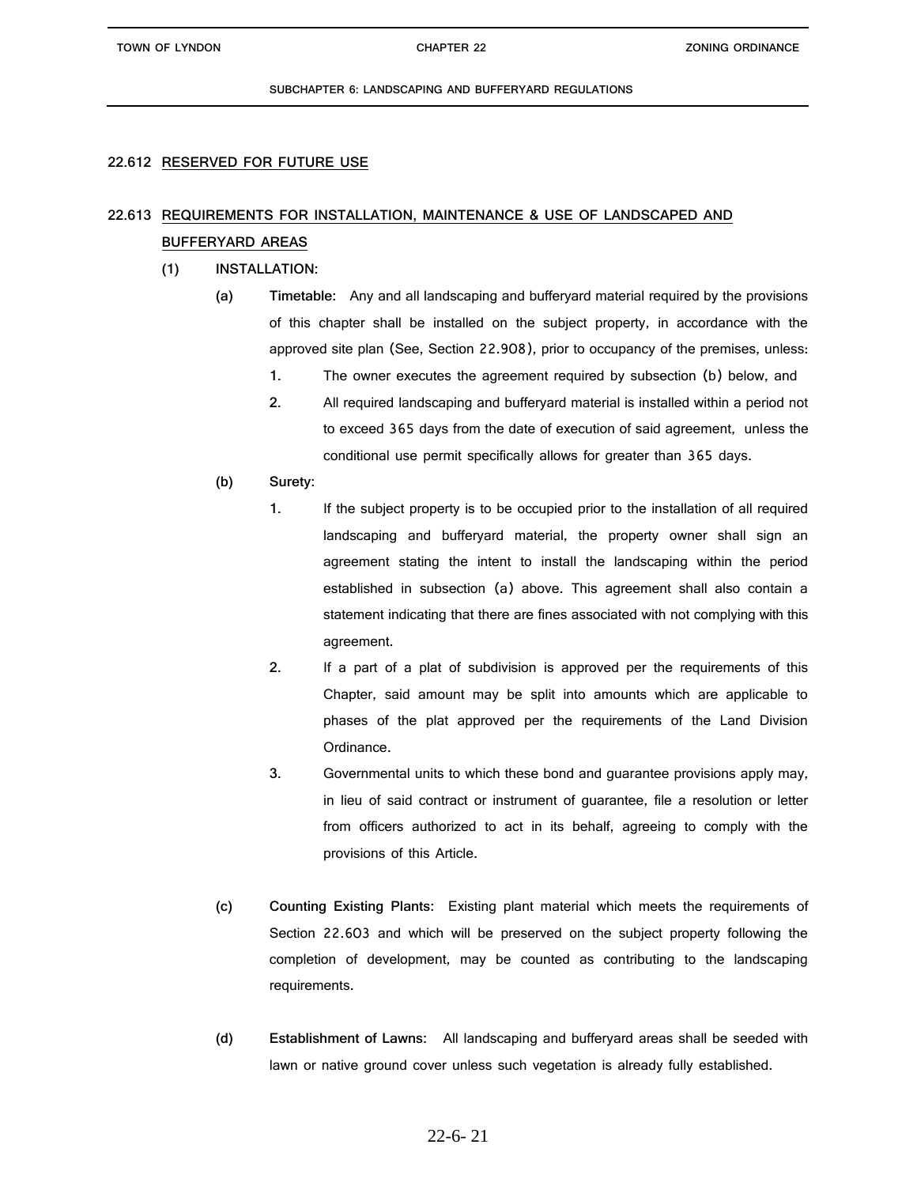## 22.612 RESERVED FOR FUTURE USE

## 22.613 REQUIREMENTS FOR INSTALLATION, MAINTENANCE & USE OF LANDSCAPED AND BUFFERYARD AREAS

**(1) INSTALLATION:**

**(a) Timetable:** Any and all landscaping and bufferyard material required by the provisions of this chapter shall be installed on the subject property, in accordance with the approved site plan (See, Section 22.908), prior to occupancy of the premises, unless:

1. The owner executes the agreement required by subsection (b) below, and
2. All required landscaping and bufferyard material is installed within a period not to exceed 365 days from the date of execution of said agreement, unless the conditional use permit specifically allows for greater than 365 days.

**(b) Surety:**

1. If the subject property is to be occupied prior to the installation of all required landscaping and bufferyard material, the property owner shall sign an agreement stating the intent to install the landscaping within the period established in subsection (a) above. This agreement shall also contain a statement indicating that there are fines associated with not complying with this agreement.
2. If a part of a plat of subdivision is approved per the requirements of this Chapter, said amount may be split into amounts which are applicable to phases of the plat approved per the requirements of the Land Division Ordinance.
3. Governmental units to which these bond and guarantee provisions apply may, in lieu of said contract or instrument of guarantee, file a resolution or letter from officers authorized to act in its behalf, agreeing to comply with the provisions of this Article.

**(c) Counting Existing Plants:** Existing plant material which meets the requirements of Section 22.603 and which will be preserved on the subject property following the completion of development, may be counted as contributing to the landscaping requirements.

**(d) Establishment of Lawns:** All landscaping and bufferyard areas shall be seeded with lawn or native ground cover unless such vegetation is already fully established.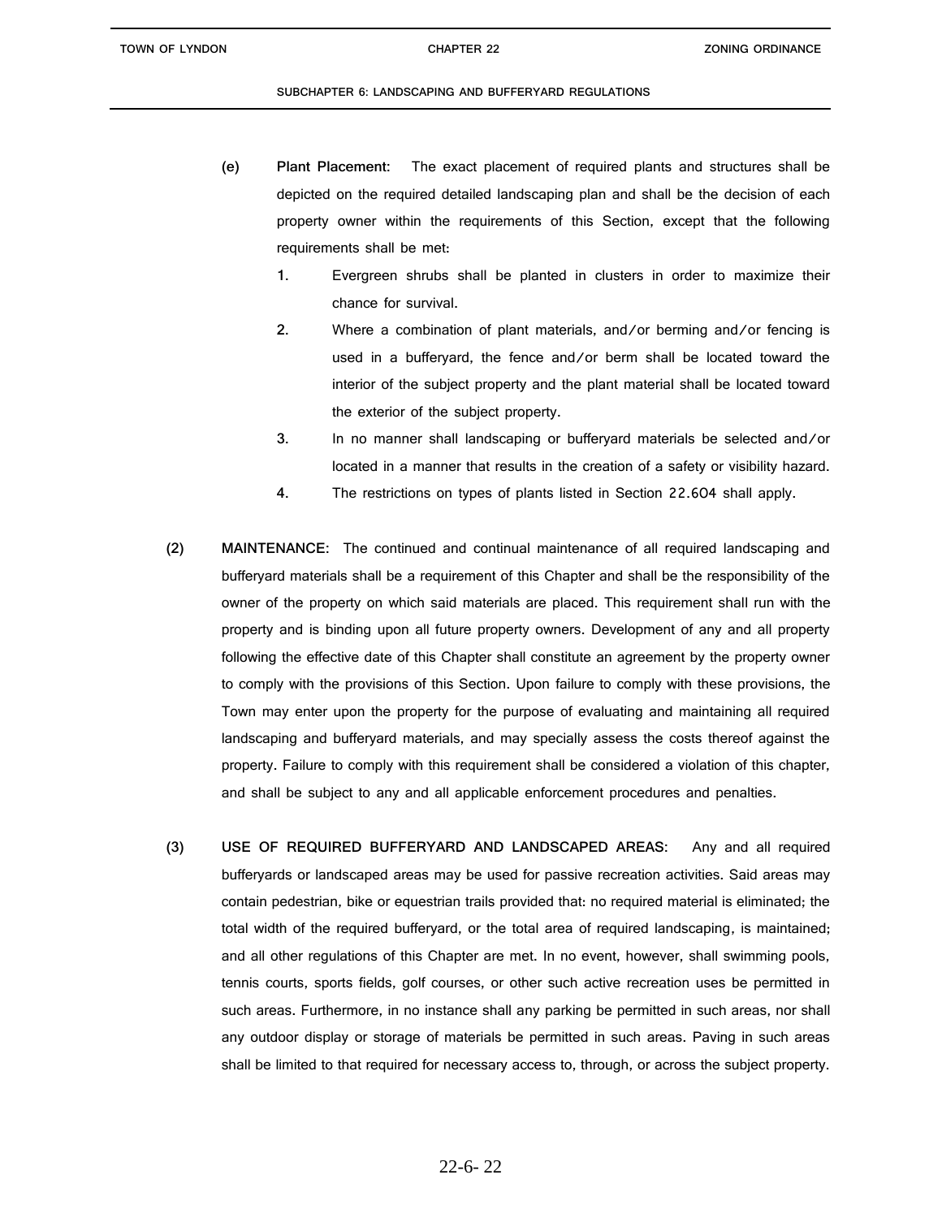**(e) Plant Placement:** The exact placement of required plants and structures shall be depicted on the required detailed landscaping plan and shall be the decision of each property owner within the requirements of this Section, except that the following requirements shall be met:

1. Evergreen shrubs shall be planted in clusters in order to maximize their chance for survival.
2. Where a combination of plant materials, and/or berming and/or fencing is used in a bufferyard, the fence and/or berm shall be located toward the interior of the subject property and the plant material shall be located toward the exterior of the subject property.
3. In no manner shall landscaping or bufferyard materials be selected and/or located in a manner that results in the creation of a safety or visibility hazard.
4. The restrictions on types of plants listed in Section 22.604 shall apply.

**(2) MAINTENANCE:** The continued and continual maintenance of all required landscaping and bufferyard materials shall be a requirement of this Chapter and shall be the responsibility of the owner of the property on which said materials are placed. This requirement shall run with the property and is binding upon all future property owners. Development of any and all property following the effective date of this Chapter shall constitute an agreement by the property owner to comply with the provisions of this Section. Upon failure to comply with these provisions, the Town may enter upon the property for the purpose of evaluating and maintaining all required landscaping and bufferyard materials, and may specially assess the costs thereof against the property. Failure to comply with this requirement shall be considered a violation of this chapter, and shall be subject to any and all applicable enforcement procedures and penalties.

**(3) USE OF REQUIRED BUFFERYARD AND LANDSCAPED AREAS:** Any and all required bufferyards or landscaped areas may be used for passive recreation activities. Said areas may contain pedestrian, bike or equestrian trails provided that: no required material is eliminated; the total width of the required bufferyard, or the total area of required landscaping, is maintained; and all other regulations of this Chapter are met. In no event, however, shall swimming pools, tennis courts, sports fields, golf courses, or other such active recreation uses be permitted in such areas. Furthermore, in no instance shall any parking be permitted in such areas, nor shall any outdoor display or storage of materials be permitted in such areas. Paving in such areas shall be limited to that required for necessary access to, through, or across the subject property.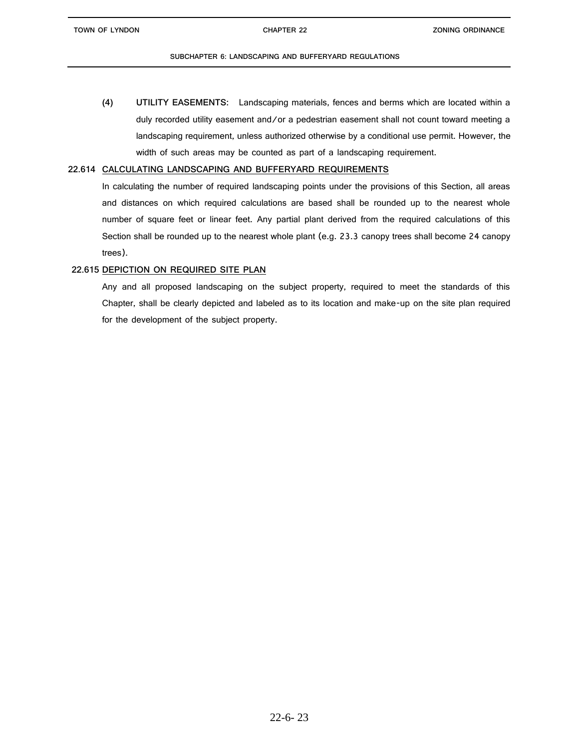(4) **UTILITY EASEMENTS**: Landscaping materials, fences and berms which are located within a duly recorded utility easement and/or a pedestrian easement shall not count toward meeting a landscaping requirement, unless authorized otherwise by a conditional use permit. However, the width of such areas may be counted as part of a landscaping requirement.

**22.614 CALCULATING LANDSCAPING AND BUFFERYARD REQUIREMENTS**

In calculating the number of required landscaping points under the provisions of this Section, all areas and distances on which required calculations are based shall be rounded up to the nearest whole number of square feet or linear feet. Any partial plant derived from the required calculations of this Section shall be rounded up to the nearest whole plant (e.g. 23.3 canopy trees shall become 24 canopy trees).

**22.615 DEPICTION ON REQUIRED SITE PLAN**

Any and all proposed landscaping on the subject property, required to meet the standards of this Chapter, shall be clearly depicted and labeled as to its location and make-up on the site plan required for the development of the subject property.